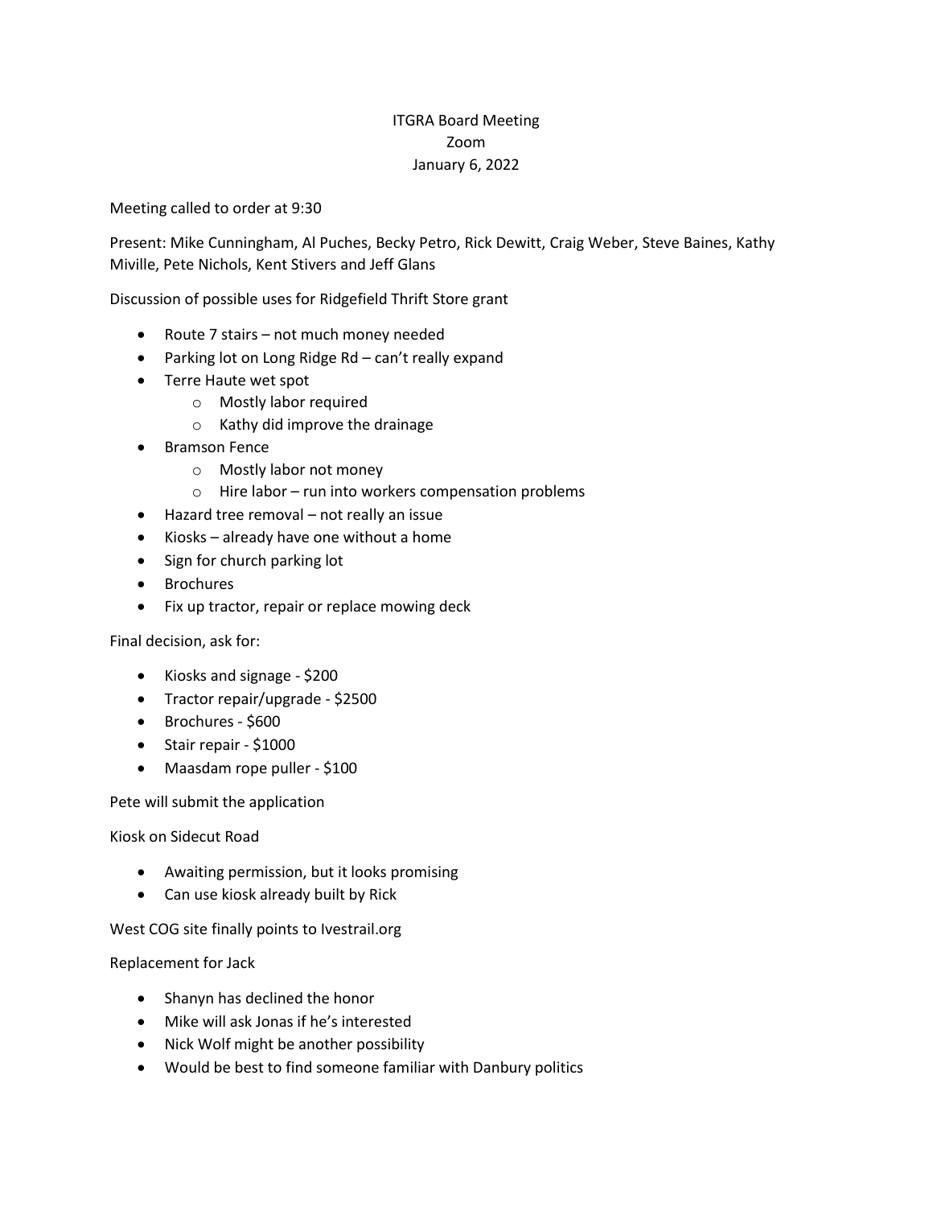ITGRA Board Meeting
Zoom
January 6, 2022

Meeting called to order at 9:30

Present: Mike Cunningham, Al Puches, Becky Petro, Rick Dewitt, Craig Weber, Steve Baines, Kathy Miville, Pete Nichols, Kent Stivers and Jeff Glans

Discussion of possible uses for Ridgefield Thrift Store grant

- Route 7 stairs – not much money needed
- Parking lot on Long Ridge Rd – can't really expand
- Terre Haute wet spot
    - Mostly labor required
    - Kathy did improve the drainage
- Bramson Fence
    - Mostly labor not money
    - Hire labor – run into workers compensation problems
- Hazard tree removal – not really an issue
- Kiosks – already have one without a home
- Sign for church parking lot
- Brochures
- Fix up tractor, repair or replace mowing deck

Final decision, ask for:

- Kiosks and signage - $200
- Tractor repair/upgrade - $2500
- Brochures - $600
- Stair repair - $1000
- Maasdam rope puller - $100

Pete will submit the application

Kiosk on Sidecut Road

- Awaiting permission, but it looks promising
- Can use kiosk already built by Rick

West COG site finally points to Ivestrail.org

Replacement for Jack

- Shanyn has declined the honor
- Mike will ask Jonas if he's interested
- Nick Wolf might be another possibility
- Would be best to find someone familiar with Danbury politics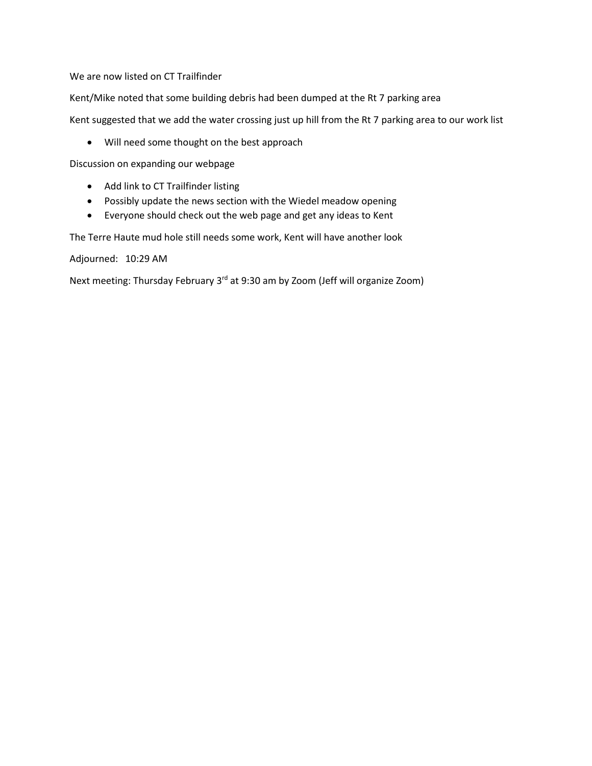We are now listed on CT Trailfinder

Kent/Mike noted that some building debris had been dumped at the Rt 7 parking area

Kent suggested that we add the water crossing just up hill from the Rt 7 parking area to our work list

- Will need some thought on the best approach

Discussion on expanding our webpage

- Add link to CT Trailfinder listing
- Possibly update the news section with the Wiedel meadow opening
- Everyone should check out the web page and get any ideas to Kent

The Terre Haute mud hole still needs some work, Kent will have another look

Adjourned: 10:29 AM

Next meeting: Thursday February 3rd at 9:30 am by Zoom (Jeff will organize Zoom)